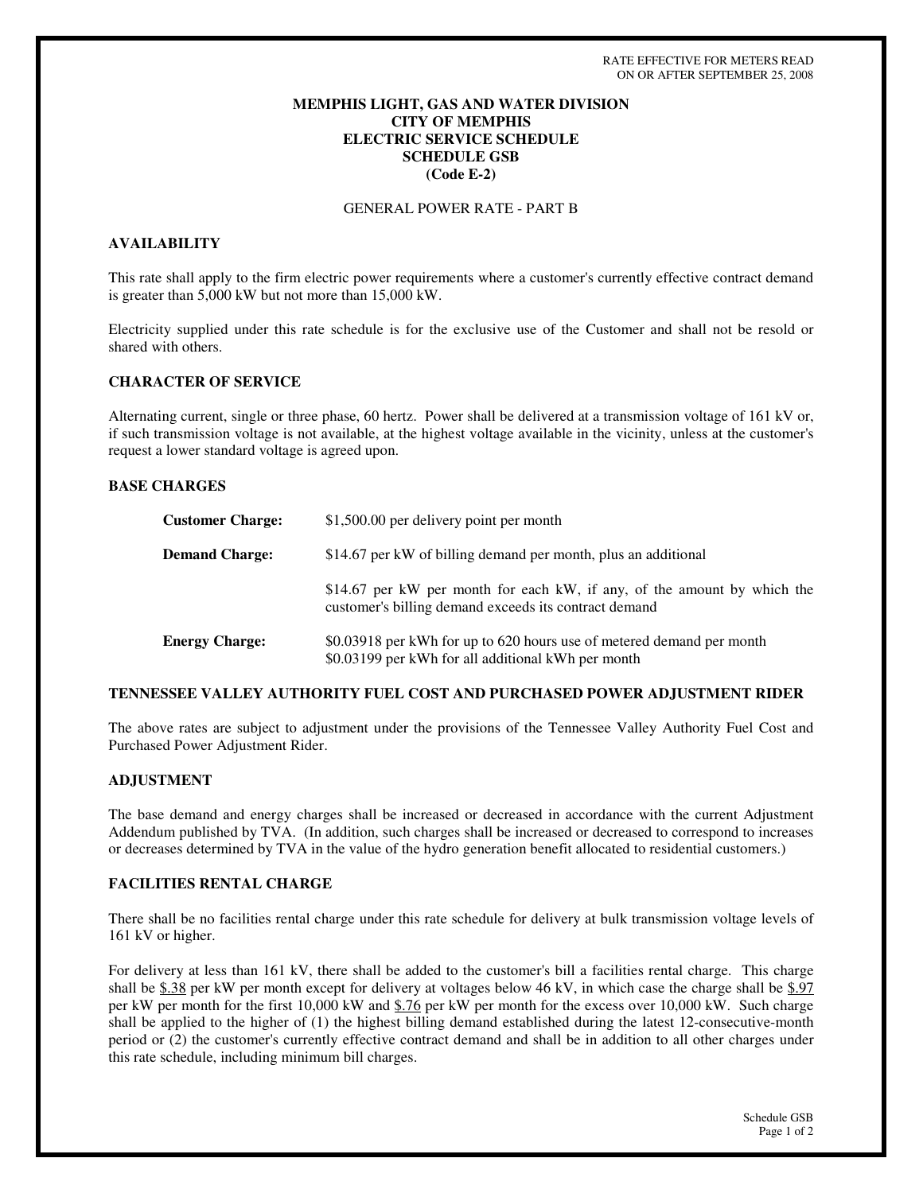RATE EFFECTIVE FOR METERS READ
ON OR AFTER SEPTEMBER 25, 2008

**MEMPHIS LIGHT, GAS AND WATER DIVISION**
**CITY OF MEMPHIS**
**ELECTRIC SERVICE SCHEDULE**
**SCHEDULE GSB**
**(Code E-2)**

GENERAL POWER RATE - PART B

## AVAILABILITY

This rate shall apply to the firm electric power requirements where a customer's currently effective contract demand is greater than 5,000 kW but not more than 15,000 kW.

Electricity supplied under this rate schedule is for the exclusive use of the Customer and shall not be resold or shared with others.

## CHARACTER OF SERVICE

Alternating current, single or three phase, 60 hertz. Power shall be delivered at a transmission voltage of 161 kV or, if such transmission voltage is not available, at the highest voltage available in the vicinity, unless at the customer's request a lower standard voltage is agreed upon.

## BASE CHARGES

| | |
|---|---|
| **Customer Charge:** | $1,500.00 per delivery point per month |
| **Demand Charge:** | $14.67 per kW of billing demand per month, plus an additional |
| | $14.67 per kW per month for each kW, if any, of the amount by which the customer's billing demand exceeds its contract demand |
| **Energy Charge:** | $0.03918 per kWh for up to 620 hours use of metered demand per month<br>$0.03199 per kWh for all additional kWh per month |

## TENNESSEE VALLEY AUTHORITY FUEL COST AND PURCHASED POWER ADJUSTMENT RIDER

The above rates are subject to adjustment under the provisions of the Tennessee Valley Authority Fuel Cost and Purchased Power Adjustment Rider.

## ADJUSTMENT

The base demand and energy charges shall be increased or decreased in accordance with the current Adjustment Addendum published by TVA. (In addition, such charges shall be increased or decreased to correspond to increases or decreases determined by TVA in the value of the hydro generation benefit allocated to residential customers.)

## FACILITIES RENTAL CHARGE

There shall be no facilities rental charge under this rate schedule for delivery at bulk transmission voltage levels of 161 kV or higher.

For delivery at less than 161 kV, there shall be added to the customer's bill a facilities rental charge. This charge shall be $.38 per kW per month except for delivery at voltages below 46 kV, in which case the charge shall be $.97 per kW per month for the first 10,000 kW and $.76 per kW per month for the excess over 10,000 kW. Such charge shall be applied to the higher of (1) the highest billing demand established during the latest 12-consecutive-month period or (2) the customer's currently effective contract demand and shall be in addition to all other charges under this rate schedule, including minimum bill charges.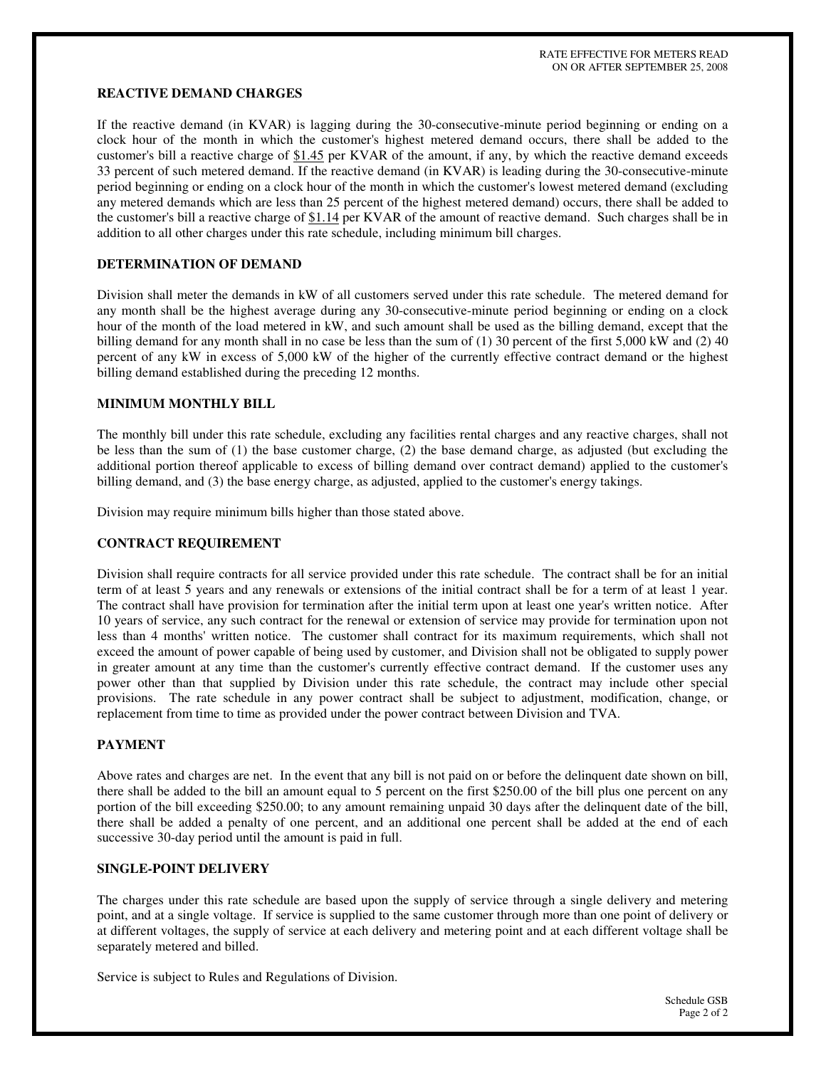RATE EFFECTIVE FOR METERS READ
ON OR AFTER SEPTEMBER 25, 2008

## REACTIVE DEMAND CHARGES

If the reactive demand (in KVAR) is lagging during the 30-consecutive-minute period beginning or ending on a clock hour of the month in which the customer's highest metered demand occurs, there shall be added to the customer's bill a reactive charge of $1.45 per KVAR of the amount, if any, by which the reactive demand exceeds 33 percent of such metered demand. If the reactive demand (in KVAR) is leading during the 30-consecutive-minute period beginning or ending on a clock hour of the month in which the customer's lowest metered demand (excluding any metered demands which are less than 25 percent of the highest metered demand) occurs, there shall be added to the customer's bill a reactive charge of $1.14 per KVAR of the amount of reactive demand. Such charges shall be in addition to all other charges under this rate schedule, including minimum bill charges.

## DETERMINATION OF DEMAND

Division shall meter the demands in kW of all customers served under this rate schedule. The metered demand for any month shall be the highest average during any 30-consecutive-minute period beginning or ending on a clock hour of the month of the load metered in kW, and such amount shall be used as the billing demand, except that the billing demand for any month shall in no case be less than the sum of (1) 30 percent of the first 5,000 kW and (2) 40 percent of any kW in excess of 5,000 kW of the higher of the currently effective contract demand or the highest billing demand established during the preceding 12 months.

## MINIMUM MONTHLY BILL

The monthly bill under this rate schedule, excluding any facilities rental charges and any reactive charges, shall not be less than the sum of (1) the base customer charge, (2) the base demand charge, as adjusted (but excluding the additional portion thereof applicable to excess of billing demand over contract demand) applied to the customer's billing demand, and (3) the base energy charge, as adjusted, applied to the customer's energy takings.

Division may require minimum bills higher than those stated above.

## CONTRACT REQUIREMENT

Division shall require contracts for all service provided under this rate schedule. The contract shall be for an initial term of at least 5 years and any renewals or extensions of the initial contract shall be for a term of at least 1 year. The contract shall have provision for termination after the initial term upon at least one year's written notice. After 10 years of service, any such contract for the renewal or extension of service may provide for termination upon not less than 4 months' written notice. The customer shall contract for its maximum requirements, which shall not exceed the amount of power capable of being used by customer, and Division shall not be obligated to supply power in greater amount at any time than the customer's currently effective contract demand. If the customer uses any power other than that supplied by Division under this rate schedule, the contract may include other special provisions. The rate schedule in any power contract shall be subject to adjustment, modification, change, or replacement from time to time as provided under the power contract between Division and TVA.

## PAYMENT

Above rates and charges are net. In the event that any bill is not paid on or before the delinquent date shown on bill, there shall be added to the bill an amount equal to 5 percent on the first $250.00 of the bill plus one percent on any portion of the bill exceeding $250.00; to any amount remaining unpaid 30 days after the delinquent date of the bill, there shall be added a penalty of one percent, and an additional one percent shall be added at the end of each successive 30-day period until the amount is paid in full.

## SINGLE-POINT DELIVERY

The charges under this rate schedule are based upon the supply of service through a single delivery and metering point, and at a single voltage. If service is supplied to the same customer through more than one point of delivery or at different voltages, the supply of service at each delivery and metering point and at each different voltage shall be separately metered and billed.

Service is subject to Rules and Regulations of Division.

Schedule GSB